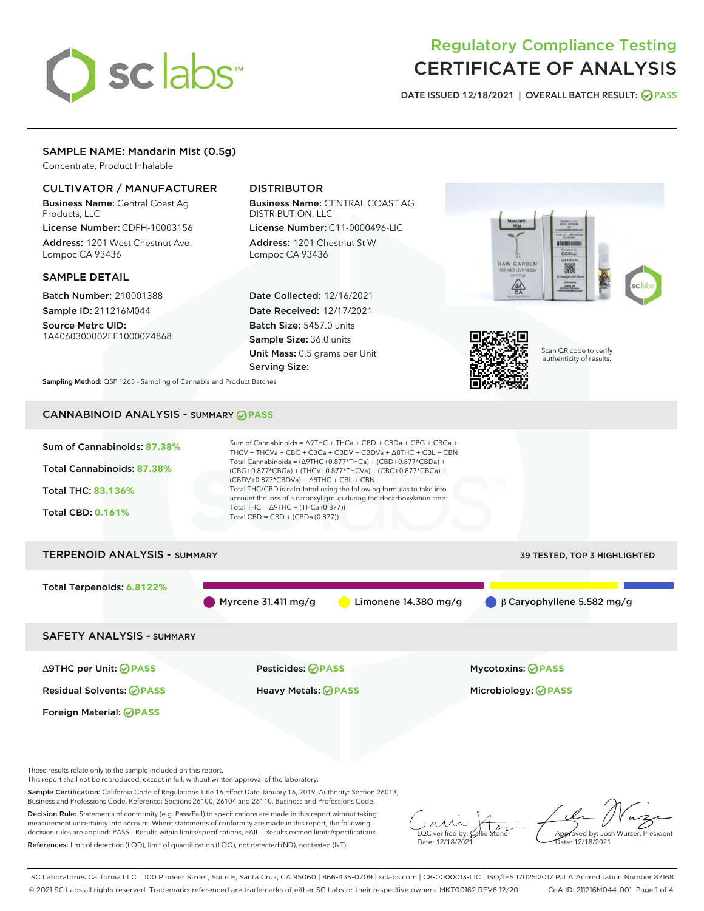# Regulatory Compliance Testing
# CERTIFICATE OF ANALYSIS

DATE ISSUED 12/18/2021 | OVERALL BATCH RESULT: PASS

## SAMPLE NAME: Mandarin Mist (0.5g)

Concentrate, Product Inhalable

### CULTIVATOR / MANUFACTURER

**Business Name:** Central Coast Ag Products, LLC

**License Number:** CDPH-10003156

**Address:** 1201 West Chestnut Ave. Lompoc CA 93436

### DISTRIBUTOR

**Business Name:** CENTRAL COAST AG DISTRIBUTION, LLC

**License Number:** C11-0000496-LIC

**Address:** 1201 Chestnut St W Lompoc CA 93436

### SAMPLE DETAIL

**Batch Number:** 210001388

**Sample ID:** 211216M044

**Source Metrc UID:** 1A4060300002EE1000024868

**Date Collected:** 12/16/2021

**Date Received:** 12/17/2021

**Batch Size:** 5457.0 units

**Sample Size:** 36.0 units

**Unit Mass:** 0.5 grams per Unit

**Serving Size:**

Scan QR code to verify authenticity of results.

**Sampling Method:** QSP 1265 - Sampling of Cannabis and Product Batches

## CANNABINOID ANALYSIS - SUMMARY PASS

Sum of Cannabinoids: **87.38%**

Total Cannabinoids: **87.38%**

Total THC: **83.136%**

Total CBD: **0.161%**

Sum of Cannabinoids = Δ9THC + THCa + CBD + CBDa + CBG + CBGa + THCV + THCVa + CBC + CBCa + CBDV + CBDVa + Δ8THC + CBL + CBN

Total Cannabinoids = (Δ9THC+0.877*THCa) + (CBD+0.877*CBDa) + (CBG+0.877*CBGa) + (THCV+0.877*THCVa) + (CBC+0.877*CBCa) + (CBDV+0.877*CBDVa) + Δ8THC + CBL + CBN

Total THC/CBD is calculated using the following formulas to take into account the loss of a carboxyl group during the decarboxylation step:

Total THC = Δ9THC + (THCa (0.877))

Total CBD = CBD + (CBDa (0.877))

## TERPENOID ANALYSIS - SUMMARY

39 TESTED, TOP 3 HIGHLIGHTED

Total Terpenoids: **6.8122%**

Myrcene 31.411 mg/g | Limonene 14.380 mg/g | β Caryophyllene 5.582 mg/g

## SAFETY ANALYSIS - SUMMARY

| | | |
|---|---|---|
| Δ9THC per Unit: PASS | Pesticides: PASS | Mycotoxins: PASS |
| Residual Solvents: PASS | Heavy Metals: PASS | Microbiology: PASS |
| Foreign Material: PASS | | |

These results relate only to the sample included on this report.

This report shall not be reproduced, except in full, without written approval of the laboratory.

**Sample Certification:** California Code of Regulations Title 16 Effect Date January 16, 2019. Authority: Section 26013, Business and Professions Code. Reference: Sections 26100, 26104 and 26110, Business and Professions Code.

**Decision Rule:** Statements of conformity (e.g. Pass/Fail) to specifications are made in this report without taking measurement uncertainty into account. Where statements of conformity are made in this report, the following decision rules are applied: PASS – Results within limits/specifications, FAIL – Results exceed limits/specifications.

**References:** limit of detection (LOD), limit of quantification (LOQ), not detected (ND), not tested (NT)

LQC verified by: Callie Stone
Date: 12/18/2021

Approved by: Josh Wurzer, President
Date: 12/18/2021

SC Laboratories California LLC. | 100 Pioneer Street, Suite E, Santa Cruz, CA 95060 | 866-435-0709 | sclabs.com | C8-0000013-LIC | ISO/IES 17025:2017 PJLA Accreditation Number 87168

© 2021 SC Labs all rights reserved. Trademarks referenced are trademarks of either SC Labs or their respective owners. MKT00162 REV6 12/20 CoA ID: 211216M044-001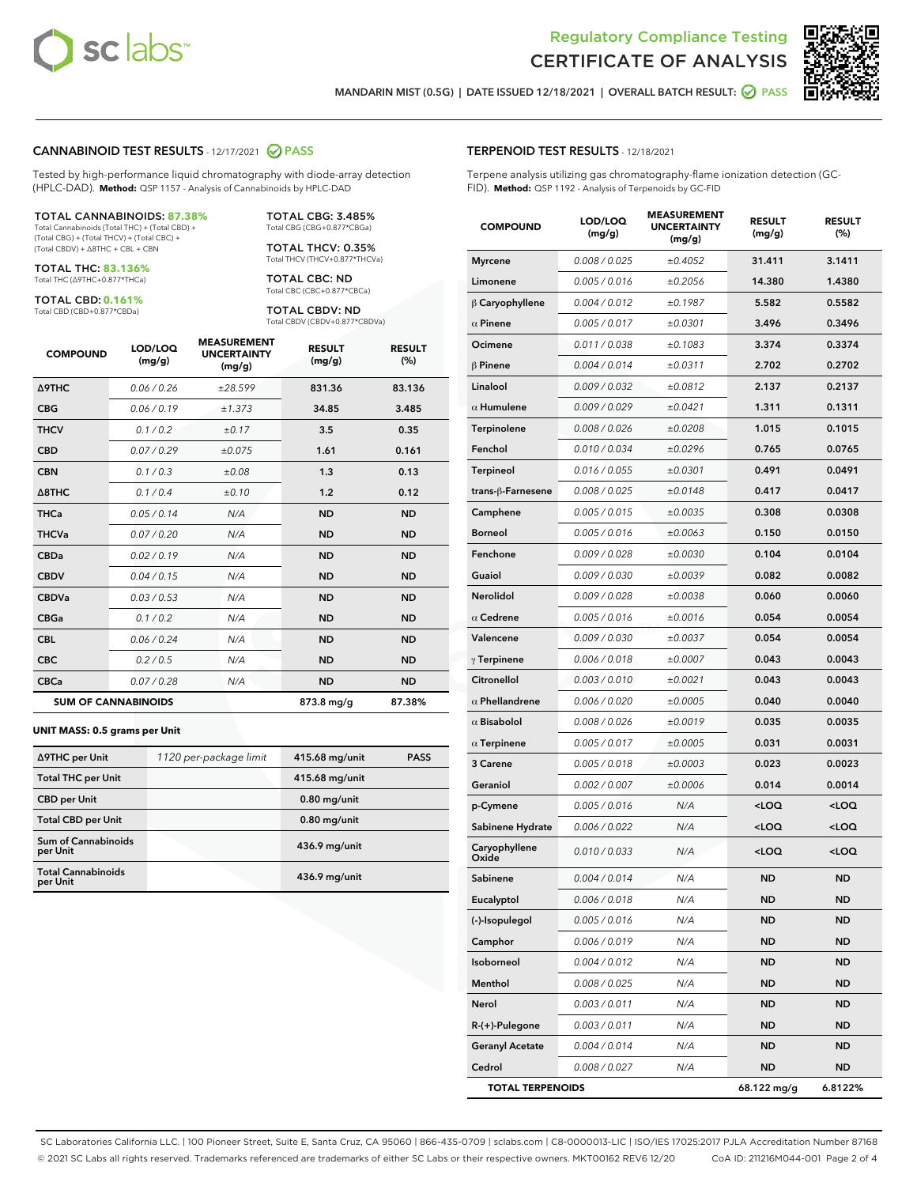Regulatory Compliance Testing
# CERTIFICATE OF ANALYSIS

MANDARIN MIST (0.5G) | DATE ISSUED 12/18/2021 | OVERALL BATCH RESULT: PASS

## CANNABINOID TEST RESULTS - 12/17/2021 PASS

Tested by high-performance liquid chromatography with diode-array detection (HPLC-DAD). **Method:** QSP 1157 - Analysis of Cannabinoids by HPLC-DAD

**TOTAL CANNABINOIDS: 87.38%**
Total Cannabinoids (Total THC) + (Total CBD) + (Total CBG) + (Total THCV) + (Total CBC) + (Total CBDV) + Δ8THC + CBL + CBN

**TOTAL THC: 83.136%**
Total THC (Δ9THC+0.877*THCa)

**TOTAL CBD: 0.161%**
Total CBD (CBD+0.877*CBDa)

**TOTAL CBG: 3.485%**
Total CBG (CBG+0.877*CBGa)

**TOTAL THCV: 0.35%**
Total THCV (THCV+0.877*THCVa)

**TOTAL CBC: ND**
Total CBC (CBC+0.877*CBCa)

**TOTAL CBDV: ND**
Total CBDV (CBDV+0.877*CBDVa)

| COMPOUND | LOD/LOQ (mg/g) | MEASUREMENT UNCERTAINTY (mg/g) | RESULT (mg/g) | RESULT (%) |
|---|---|---|---|---|
| Δ9THC | 0.06 / 0.26 | ±28.599 | 831.36 | 83.136 |
| CBG | 0.06 / 0.19 | ±1.373 | 34.85 | 3.485 |
| THCV | 0.1 / 0.2 | ±0.17 | 3.5 | 0.35 |
| CBD | 0.07 / 0.29 | ±0.075 | 1.61 | 0.161 |
| CBN | 0.1 / 0.3 | ±0.08 | 1.3 | 0.13 |
| Δ8THC | 0.1 / 0.4 | ±0.10 | 1.2 | 0.12 |
| THCa | 0.05 / 0.14 | N/A | ND | ND |
| THCVa | 0.07 / 0.20 | N/A | ND | ND |
| CBDa | 0.02 / 0.19 | N/A | ND | ND |
| CBDV | 0.04 / 0.15 | N/A | ND | ND |
| CBDVa | 0.03 / 0.53 | N/A | ND | ND |
| CBGa | 0.1 / 0.2 | N/A | ND | ND |
| CBL | 0.06 / 0.24 | N/A | ND | ND |
| CBC | 0.2 / 0.5 | N/A | ND | ND |
| CBCa | 0.07 / 0.28 | N/A | ND | ND |
| **SUM OF CANNABINOIDS** | | | 873.8 mg/g | 87.38% |

**UNIT MASS: 0.5 grams per Unit**

| | | | |
|---|---|---|---|
| Δ9THC per Unit | 1120 per-package limit | 415.68 mg/unit | PASS |
| Total THC per Unit | | 415.68 mg/unit | |
| CBD per Unit | | 0.80 mg/unit | |
| Total CBD per Unit | | 0.80 mg/unit | |
| Sum of Cannabinoids per Unit | | 436.9 mg/unit | |
| Total Cannabinoids per Unit | | 436.9 mg/unit | |

## TERPENOID TEST RESULTS - 12/18/2021

Terpene analysis utilizing gas chromatography-flame ionization detection (GC-FID). **Method:** QSP 1192 - Analysis of Terpenoids by GC-FID

| COMPOUND | LOD/LOQ (mg/g) | MEASUREMENT UNCERTAINTY (mg/g) | RESULT (mg/g) | RESULT (%) |
|---|---|---|---|---|
| Myrcene | 0.008 / 0.025 | ±0.4052 | 31.411 | 3.1411 |
| Limonene | 0.005 / 0.016 | ±0.2056 | 14.380 | 1.4380 |
| β Caryophyllene | 0.004 / 0.012 | ±0.1987 | 5.582 | 0.5582 |
| α Pinene | 0.005 / 0.017 | ±0.0301 | 3.496 | 0.3496 |
| Ocimene | 0.011 / 0.038 | ±0.1083 | 3.374 | 0.3374 |
| β Pinene | 0.004 / 0.014 | ±0.0311 | 2.702 | 0.2702 |
| Linalool | 0.009 / 0.032 | ±0.0812 | 2.137 | 0.2137 |
| α Humulene | 0.009 / 0.029 | ±0.0421 | 1.311 | 0.1311 |
| Terpinolene | 0.008 / 0.026 | ±0.0208 | 1.015 | 0.1015 |
| Fenchol | 0.010 / 0.034 | ±0.0296 | 0.765 | 0.0765 |
| Terpineol | 0.016 / 0.055 | ±0.0301 | 0.491 | 0.0491 |
| trans-β-Farnesene | 0.008 / 0.025 | ±0.0148 | 0.417 | 0.0417 |
| Camphene | 0.005 / 0.015 | ±0.0035 | 0.308 | 0.0308 |
| Borneol | 0.005 / 0.016 | ±0.0063 | 0.150 | 0.0150 |
| Fenchone | 0.009 / 0.028 | ±0.0030 | 0.104 | 0.0104 |
| Guaiol | 0.009 / 0.030 | ±0.0039 | 0.082 | 0.0082 |
| Nerolidol | 0.009 / 0.028 | ±0.0038 | 0.060 | 0.0060 |
| α Cedrene | 0.005 / 0.016 | ±0.0016 | 0.054 | 0.0054 |
| Valencene | 0.009 / 0.030 | ±0.0037 | 0.054 | 0.0054 |
| γ Terpinene | 0.006 / 0.018 | ±0.0007 | 0.043 | 0.0043 |
| Citronellol | 0.003 / 0.010 | ±0.0021 | 0.043 | 0.0043 |
| α Phellandrene | 0.006 / 0.020 | ±0.0005 | 0.040 | 0.0040 |
| α Bisabolol | 0.008 / 0.026 | ±0.0019 | 0.035 | 0.0035 |
| α Terpinene | 0.005 / 0.017 | ±0.0005 | 0.031 | 0.0031 |
| 3 Carene | 0.005 / 0.018 | ±0.0003 | 0.023 | 0.0023 |
| Geraniol | 0.002 / 0.007 | ±0.0006 | 0.014 | 0.0014 |
| p-Cymene | 0.005 / 0.016 | N/A | <LOQ | <LOQ |
| Sabinene Hydrate | 0.006 / 0.022 | N/A | <LOQ | <LOQ |
| Caryophyllene Oxide | 0.010 / 0.033 | N/A | <LOQ | <LOQ |
| Sabinene | 0.004 / 0.014 | N/A | ND | ND |
| Eucalyptol | 0.006 / 0.018 | N/A | ND | ND |
| (-)-Isopulegol | 0.005 / 0.016 | N/A | ND | ND |
| Camphor | 0.006 / 0.019 | N/A | ND | ND |
| Isoborneol | 0.004 / 0.012 | N/A | ND | ND |
| Menthol | 0.008 / 0.025 | N/A | ND | ND |
| Nerol | 0.003 / 0.011 | N/A | ND | ND |
| R-(+)-Pulegone | 0.003 / 0.011 | N/A | ND | ND |
| Geranyl Acetate | 0.004 / 0.014 | N/A | ND | ND |
| Cedrol | 0.008 / 0.027 | N/A | ND | ND |
| **TOTAL TERPENOIDS** | | | 68.122 mg/g | 6.8122% |

SC Laboratories California LLC. | 100 Pioneer Street, Suite E, Santa Cruz, CA 95060 | 866-435-0709 | sclabs.com | C8-0000013-LIC | ISO/IES 17025:2017 PJLA Accreditation Number 87168
© 2021 SC Labs all rights reserved. Trademarks referenced are trademarks of either SC Labs or their respective owners. MKT00162 REV6 12/20 CoA ID: 211216M044-001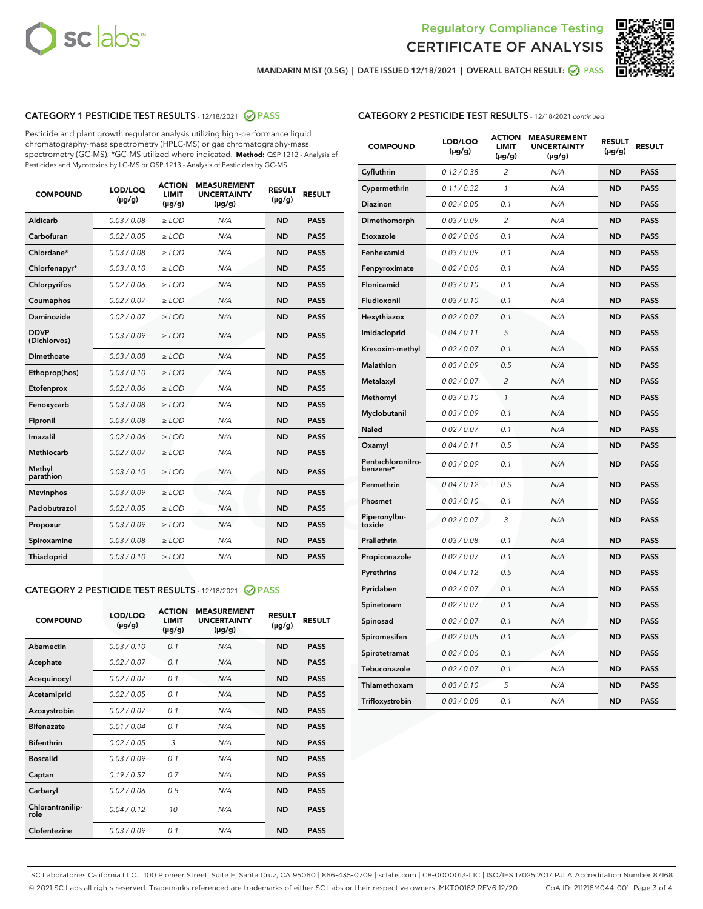Regulatory Compliance Testing
CERTIFICATE OF ANALYSIS

MANDARIN MIST (0.5G) | DATE ISSUED 12/18/2021 | OVERALL BATCH RESULT: PASS

## CATEGORY 1 PESTICIDE TEST RESULTS - 12/18/2021 PASS

Pesticide and plant growth regulator analysis utilizing high-performance liquid chromatography-mass spectrometry (HPLC-MS) or gas chromatography-mass spectrometry (GC-MS). *GC-MS utilized where indicated. **Method:** QSP 1212 - Analysis of Pesticides and Mycotoxins by LC-MS or QSP 1213 - Analysis of Pesticides by GC-MS

| COMPOUND | LOD/LOQ (µg/g) | ACTION LIMIT (µg/g) | MEASUREMENT UNCERTAINTY (µg/g) | RESULT (µg/g) | RESULT |
|---|---|---|---|---|---|
| Aldicarb | 0.03 / 0.08 | ≥ LOD | N/A | ND | PASS |
| Carbofuran | 0.02 / 0.05 | ≥ LOD | N/A | ND | PASS |
| Chlordane* | 0.03 / 0.08 | ≥ LOD | N/A | ND | PASS |
| Chlorfenapyr* | 0.03 / 0.10 | ≥ LOD | N/A | ND | PASS |
| Chlorpyrifos | 0.02 / 0.06 | ≥ LOD | N/A | ND | PASS |
| Coumaphos | 0.02 / 0.07 | ≥ LOD | N/A | ND | PASS |
| Daminozide | 0.02 / 0.07 | ≥ LOD | N/A | ND | PASS |
| DDVP (Dichlorvos) | 0.03 / 0.09 | ≥ LOD | N/A | ND | PASS |
| Dimethoate | 0.03 / 0.08 | ≥ LOD | N/A | ND | PASS |
| Ethoprop(hos) | 0.03 / 0.10 | ≥ LOD | N/A | ND | PASS |
| Etofenprox | 0.02 / 0.06 | ≥ LOD | N/A | ND | PASS |
| Fenoxycarb | 0.03 / 0.08 | ≥ LOD | N/A | ND | PASS |
| Fipronil | 0.03 / 0.08 | ≥ LOD | N/A | ND | PASS |
| Imazalil | 0.02 / 0.06 | ≥ LOD | N/A | ND | PASS |
| Methiocarb | 0.02 / 0.07 | ≥ LOD | N/A | ND | PASS |
| Methyl parathion | 0.03 / 0.10 | ≥ LOD | N/A | ND | PASS |
| Mevinphos | 0.03 / 0.09 | ≥ LOD | N/A | ND | PASS |
| Paclobutrazol | 0.02 / 0.05 | ≥ LOD | N/A | ND | PASS |
| Propoxur | 0.03 / 0.09 | ≥ LOD | N/A | ND | PASS |
| Spiroxamine | 0.03 / 0.08 | ≥ LOD | N/A | ND | PASS |
| Thiacloprid | 0.03 / 0.10 | ≥ LOD | N/A | ND | PASS |

## CATEGORY 2 PESTICIDE TEST RESULTS - 12/18/2021 PASS

| COMPOUND | LOD/LOQ (µg/g) | ACTION LIMIT (µg/g) | MEASUREMENT UNCERTAINTY (µg/g) | RESULT (µg/g) | RESULT |
|---|---|---|---|---|---|
| Abamectin | 0.03 / 0.10 | 0.1 | N/A | ND | PASS |
| Acephate | 0.02 / 0.07 | 0.1 | N/A | ND | PASS |
| Acequinocyl | 0.02 / 0.07 | 0.1 | N/A | ND | PASS |
| Acetamiprid | 0.02 / 0.05 | 0.1 | N/A | ND | PASS |
| Azoxystrobin | 0.02 / 0.07 | 0.1 | N/A | ND | PASS |
| Bifenazate | 0.01 / 0.04 | 0.1 | N/A | ND | PASS |
| Bifenthrin | 0.02 / 0.05 | 3 | N/A | ND | PASS |
| Boscalid | 0.03 / 0.09 | 0.1 | N/A | ND | PASS |
| Captan | 0.19 / 0.57 | 0.7 | N/A | ND | PASS |
| Carbaryl | 0.02 / 0.06 | 0.5 | N/A | ND | PASS |
| Chlorantraniliprole | 0.04 / 0.12 | 10 | N/A | ND | PASS |
| Clofentezine | 0.03 / 0.09 | 0.1 | N/A | ND | PASS |
| Cyfluthrin | 0.12 / 0.38 | 2 | N/A | ND | PASS |
| Cypermethrin | 0.11 / 0.32 | 1 | N/A | ND | PASS |
| Diazinon | 0.02 / 0.05 | 0.1 | N/A | ND | PASS |
| Dimethomorph | 0.03 / 0.09 | 2 | N/A | ND | PASS |
| Etoxazole | 0.02 / 0.06 | 0.1 | N/A | ND | PASS |
| Fenhexamid | 0.03 / 0.09 | 0.1 | N/A | ND | PASS |
| Fenpyroximate | 0.02 / 0.06 | 0.1 | N/A | ND | PASS |
| Flonicamid | 0.03 / 0.10 | 0.1 | N/A | ND | PASS |
| Fludioxonil | 0.03 / 0.10 | 0.1 | N/A | ND | PASS |
| Hexythiazox | 0.02 / 0.07 | 0.1 | N/A | ND | PASS |
| Imidacloprid | 0.04 / 0.11 | 5 | N/A | ND | PASS |
| Kresoxim-methyl | 0.02 / 0.07 | 0.1 | N/A | ND | PASS |
| Malathion | 0.03 / 0.09 | 0.5 | N/A | ND | PASS |
| Metalaxyl | 0.02 / 0.07 | 2 | N/A | ND | PASS |
| Methomyl | 0.03 / 0.10 | 1 | N/A | ND | PASS |
| Myclobutanil | 0.03 / 0.09 | 0.1 | N/A | ND | PASS |
| Naled | 0.02 / 0.07 | 0.1 | N/A | ND | PASS |
| Oxamyl | 0.04 / 0.11 | 0.5 | N/A | ND | PASS |
| Pentachloronitrobenzene* | 0.03 / 0.09 | 0.1 | N/A | ND | PASS |
| Permethrin | 0.04 / 0.12 | 0.5 | N/A | ND | PASS |
| Phosmet | 0.03 / 0.10 | 0.1 | N/A | ND | PASS |
| Piperonylbutoxide | 0.02 / 0.07 | 3 | N/A | ND | PASS |
| Prallethrin | 0.03 / 0.08 | 0.1 | N/A | ND | PASS |
| Propiconazole | 0.02 / 0.07 | 0.1 | N/A | ND | PASS |
| Pyrethrins | 0.04 / 0.12 | 0.5 | N/A | ND | PASS |
| Pyridaben | 0.02 / 0.07 | 0.1 | N/A | ND | PASS |
| Spinetoram | 0.02 / 0.07 | 0.1 | N/A | ND | PASS |
| Spinosad | 0.02 / 0.07 | 0.1 | N/A | ND | PASS |
| Spiromesifen | 0.02 / 0.05 | 0.1 | N/A | ND | PASS |
| Spirotetramat | 0.02 / 0.06 | 0.1 | N/A | ND | PASS |
| Tebuconazole | 0.02 / 0.07 | 0.1 | N/A | ND | PASS |
| Thiamethoxam | 0.03 / 0.10 | 5 | N/A | ND | PASS |
| Trifloxystrobin | 0.03 / 0.08 | 0.1 | N/A | ND | PASS |

SC Laboratories California LLC. | 100 Pioneer Street, Suite E, Santa Cruz, CA 95060 | 866-435-0709 | sclabs.com | C8-0000013-LIC | ISO/IES 17025:2017 PJLA Accreditation Number 87168
© 2021 SC Labs all rights reserved. Trademarks referenced are trademarks of either SC Labs or their respective owners. MKT00162 REV6 12/20 CoA ID: 211216M044-001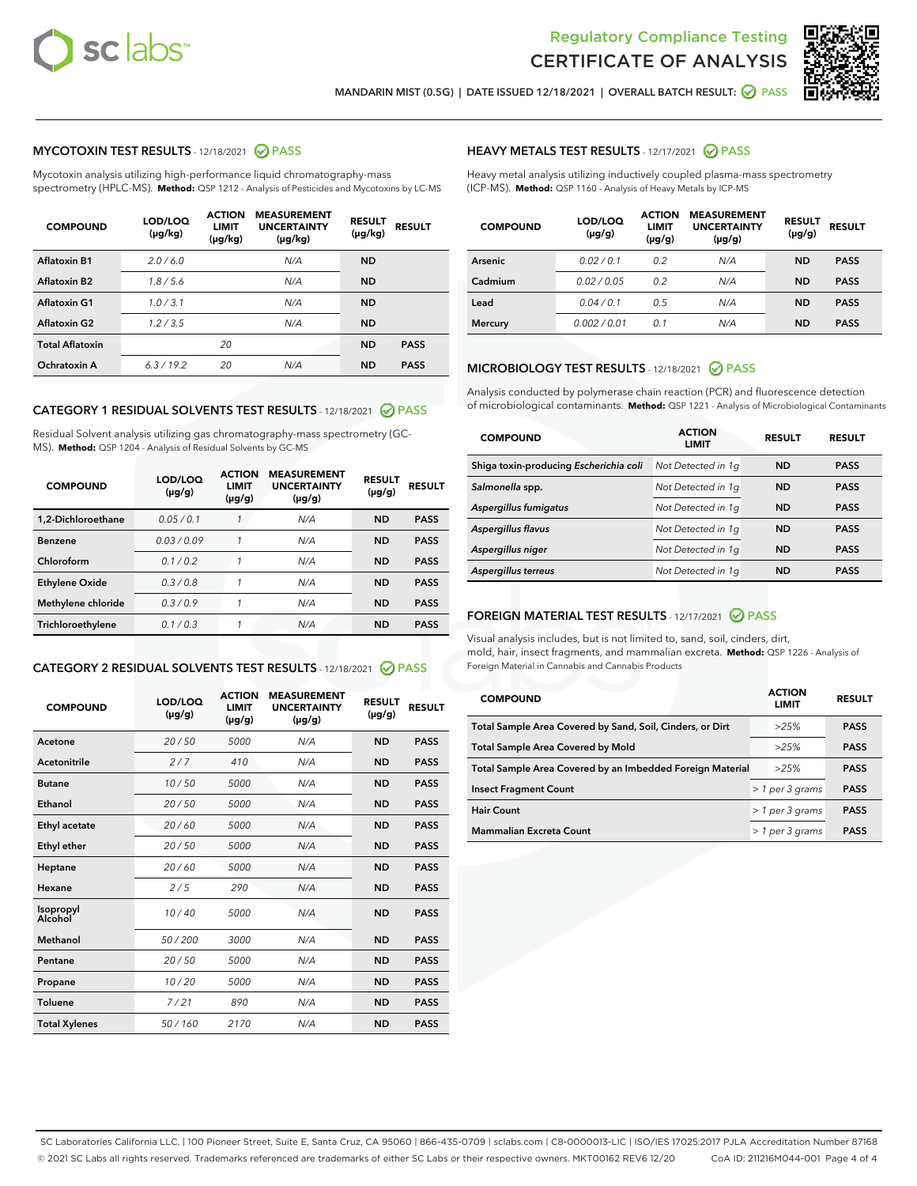Regulatory Compliance Testing

# CERTIFICATE OF ANALYSIS

MANDARIN MIST (0.5G) | DATE ISSUED 12/18/2021 | OVERALL BATCH RESULT: PASS

## MYCOTOXIN TEST RESULTS - 12/18/2021 PASS

Mycotoxin analysis utilizing high-performance liquid chromatography-mass spectrometry (HPLC-MS). **Method:** QSP 1212 - Analysis of Pesticides and Mycotoxins by LC-MS

| COMPOUND | LOD/LOQ (μg/kg) | ACTION LIMIT (μg/kg) | MEASUREMENT UNCERTAINTY (μg/kg) | RESULT (μg/kg) | RESULT |
|---|---|---|---|---|---|
| Aflatoxin B1 | 2.0 / 6.0 | | N/A | ND | |
| Aflatoxin B2 | 1.8 / 5.6 | | N/A | ND | |
| Aflatoxin G1 | 1.0 / 3.1 | | N/A | ND | |
| Aflatoxin G2 | 1.2 / 3.5 | | N/A | ND | |
| Total Aflatoxin | | 20 | | ND | PASS |
| Ochratoxin A | 6.3 / 19.2 | 20 | N/A | ND | PASS |

## CATEGORY 1 RESIDUAL SOLVENTS TEST RESULTS - 12/18/2021 PASS

Residual Solvent analysis utilizing gas chromatography-mass spectrometry (GC-MS). **Method:** QSP 1204 - Analysis of Residual Solvents by GC-MS

| COMPOUND | LOD/LOQ (μg/g) | ACTION LIMIT (μg/g) | MEASUREMENT UNCERTAINTY (μg/g) | RESULT (μg/g) | RESULT |
|---|---|---|---|---|---|
| 1,2-Dichloroethane | 0.05 / 0.1 | 1 | N/A | ND | PASS |
| Benzene | 0.03 / 0.09 | 1 | N/A | ND | PASS |
| Chloroform | 0.1 / 0.2 | 1 | N/A | ND | PASS |
| Ethylene Oxide | 0.3 / 0.8 | 1 | N/A | ND | PASS |
| Methylene chloride | 0.3 / 0.9 | 1 | N/A | ND | PASS |
| Trichloroethylene | 0.1 / 0.3 | 1 | N/A | ND | PASS |

## CATEGORY 2 RESIDUAL SOLVENTS TEST RESULTS - 12/18/2021 PASS

| COMPOUND | LOD/LOQ (μg/g) | ACTION LIMIT (μg/g) | MEASUREMENT UNCERTAINTY (μg/g) | RESULT (μg/g) | RESULT |
|---|---|---|---|---|---|
| Acetone | 20 / 50 | 5000 | N/A | ND | PASS |
| Acetonitrile | 2 / 7 | 410 | N/A | ND | PASS |
| Butane | 10 / 50 | 5000 | N/A | ND | PASS |
| Ethanol | 20 / 50 | 5000 | N/A | ND | PASS |
| Ethyl acetate | 20 / 60 | 5000 | N/A | ND | PASS |
| Ethyl ether | 20 / 50 | 5000 | N/A | ND | PASS |
| Heptane | 20 / 60 | 5000 | N/A | ND | PASS |
| Hexane | 2 / 5 | 290 | N/A | ND | PASS |
| Isopropyl Alcohol | 10 / 40 | 5000 | N/A | ND | PASS |
| Methanol | 50 / 200 | 3000 | N/A | ND | PASS |
| Pentane | 20 / 50 | 5000 | N/A | ND | PASS |
| Propane | 10 / 20 | 5000 | N/A | ND | PASS |
| Toluene | 7 / 21 | 890 | N/A | ND | PASS |
| Total Xylenes | 50 / 160 | 2170 | N/A | ND | PASS |

## HEAVY METALS TEST RESULTS - 12/17/2021 PASS

Heavy metal analysis utilizing inductively coupled plasma-mass spectrometry (ICP-MS). **Method:** QSP 1160 - Analysis of Heavy Metals by ICP-MS

| COMPOUND | LOD/LOQ (μg/g) | ACTION LIMIT (μg/g) | MEASUREMENT UNCERTAINTY (μg/g) | RESULT (μg/g) | RESULT |
|---|---|---|---|---|---|
| Arsenic | 0.02 / 0.1 | 0.2 | N/A | ND | PASS |
| Cadmium | 0.02 / 0.05 | 0.2 | N/A | ND | PASS |
| Lead | 0.04 / 0.1 | 0.5 | N/A | ND | PASS |
| Mercury | 0.002 / 0.01 | 0.1 | N/A | ND | PASS |

## MICROBIOLOGY TEST RESULTS - 12/18/2021 PASS

Analysis conducted by polymerase chain reaction (PCR) and fluorescence detection of microbiological contaminants. **Method:** QSP 1221 - Analysis of Microbiological Contaminants

| COMPOUND | ACTION LIMIT | RESULT | RESULT |
|---|---|---|---|
| Shiga toxin-producing *Escherichia coli* | Not Detected in 1g | ND | PASS |
| *Salmonella* spp. | Not Detected in 1g | ND | PASS |
| *Aspergillus fumigatus* | Not Detected in 1g | ND | PASS |
| *Aspergillus flavus* | Not Detected in 1g | ND | PASS |
| *Aspergillus niger* | Not Detected in 1g | ND | PASS |
| *Aspergillus terreus* | Not Detected in 1g | ND | PASS |

## FOREIGN MATERIAL TEST RESULTS - 12/17/2021 PASS

Visual analysis includes, but is not limited to, sand, soil, cinders, dirt, mold, hair, insect fragments, and mammalian excreta. **Method:** QSP 1226 - Analysis of Foreign Material in Cannabis and Cannabis Products

| COMPOUND | ACTION LIMIT | RESULT |
|---|---|---|
| Total Sample Area Covered by Sand, Soil, Cinders, or Dirt | >25% | PASS |
| Total Sample Area Covered by Mold | >25% | PASS |
| Total Sample Area Covered by an Imbedded Foreign Material | >25% | PASS |
| Insect Fragment Count | > 1 per 3 grams | PASS |
| Hair Count | > 1 per 3 grams | PASS |
| Mammalian Excreta Count | > 1 per 3 grams | PASS |

SC Laboratories California LLC. | 100 Pioneer Street, Suite E, Santa Cruz, CA 95060 | 866-435-0709 | sclabs.com | C8-0000013-LIC | ISO/IES 17025:2017 PJLA Accreditation Number 87168
© 2021 SC Labs all rights reserved. Trademarks referenced are trademarks of either SC Labs or their respective owners. MKT00162 REV6 12/20 CoA ID: 211216M044-001